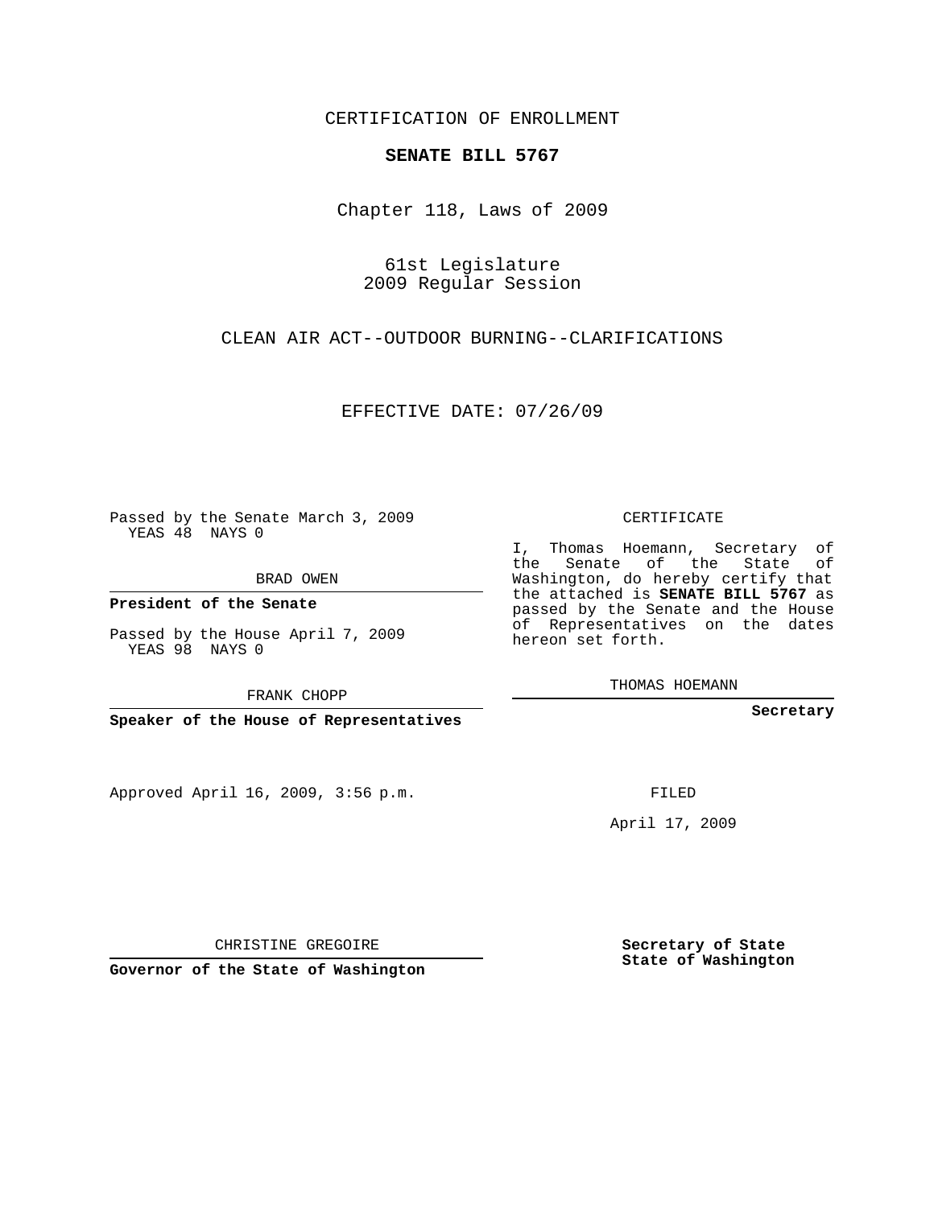CERTIFICATION OF ENROLLMENT

# SENATE BILL 5767

Chapter 118, Laws of 2009

61st Legislature
2009 Regular Session

CLEAN AIR ACT--OUTDOOR BURNING--CLARIFICATIONS

EFFECTIVE DATE: 07/26/09

Passed by the Senate March 3, 2009
YEAS 48 NAYS 0

BRAD OWEN

**President of the Senate**

Passed by the House April 7, 2009
YEAS 98 NAYS 0

FRANK CHOPP

**Speaker of the House of Representatives**

Approved April 16, 2009, 3:56 p.m.

CHRISTINE GREGOIRE

**Governor of the State of Washington**

CERTIFICATE

I, Thomas Hoemann, Secretary of the Senate of the State of Washington, do hereby certify that the attached is **SENATE BILL 5767** as passed by the Senate and the House of Representatives on the dates hereon set forth.

THOMAS HOEMANN

**Secretary**

FILED

April 17, 2009

**Secretary of State**
**State of Washington**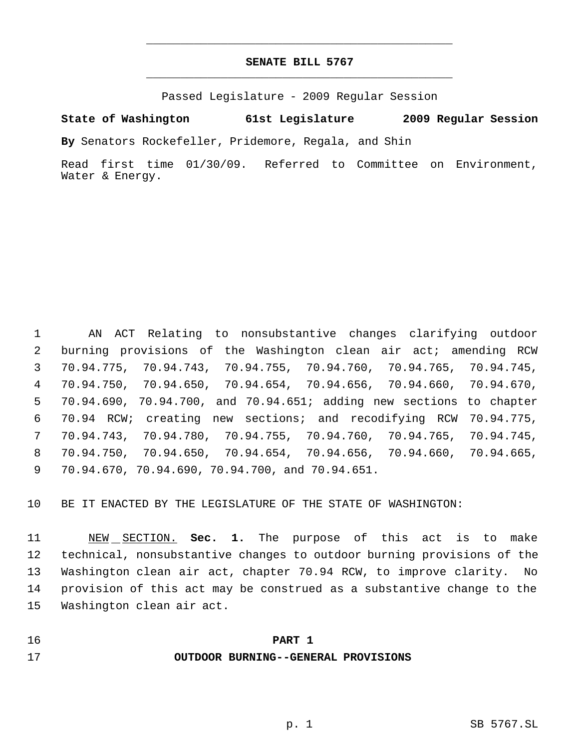# SENATE BILL 5767

Passed Legislature - 2009 Regular Session

**State of Washington 61st Legislature 2009 Regular Session**

**By** Senators Rockefeller, Pridemore, Regala, and Shin

Read first time 01/30/09. Referred to Committee on Environment, Water & Energy.

AN ACT Relating to nonsubstantive changes clarifying outdoor burning provisions of the Washington clean air act; amending RCW 70.94.775, 70.94.743, 70.94.755, 70.94.760, 70.94.765, 70.94.745, 70.94.750, 70.94.650, 70.94.654, 70.94.656, 70.94.660, 70.94.670, 70.94.690, 70.94.700, and 70.94.651; adding new sections to chapter 70.94 RCW; creating new sections; and recodifying RCW 70.94.775, 70.94.743, 70.94.780, 70.94.755, 70.94.760, 70.94.765, 70.94.745, 70.94.750, 70.94.650, 70.94.654, 70.94.656, 70.94.660, 70.94.665, 70.94.670, 70.94.690, 70.94.700, and 70.94.651.

BE IT ENACTED BY THE LEGISLATURE OF THE STATE OF WASHINGTON:

NEW SECTION. **Sec. 1.** The purpose of this act is to make technical, nonsubstantive changes to outdoor burning provisions of the Washington clean air act, chapter 70.94 RCW, to improve clarity. No provision of this act may be construed as a substantive change to the Washington clean air act.

## PART 1
## OUTDOOR BURNING--GENERAL PROVISIONS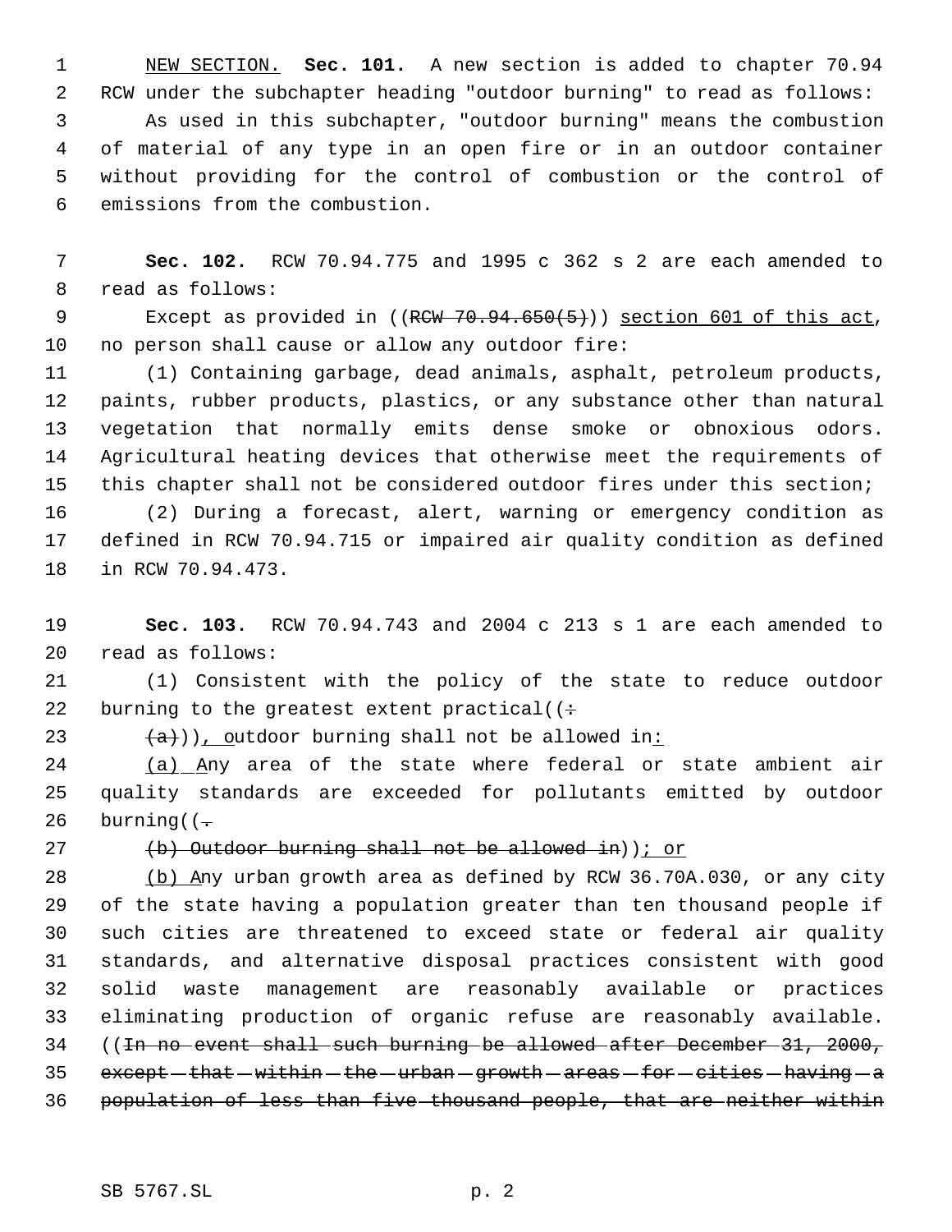NEW SECTION. **Sec. 101.** A new section is added to chapter 70.94 RCW under the subchapter heading "outdoor burning" to read as follows:

As used in this subchapter, "outdoor burning" means the combustion of material of any type in an open fire or in an outdoor container without providing for the control of combustion or the control of emissions from the combustion.

**Sec. 102.** RCW 70.94.775 and 1995 c 362 s 2 are each amended to read as follows:

Except as provided in ((~~RCW 70.94.650(5)~~)) section 601 of this act, no person shall cause or allow any outdoor fire:

(1) Containing garbage, dead animals, asphalt, petroleum products, paints, rubber products, plastics, or any substance other than natural vegetation that normally emits dense smoke or obnoxious odors. Agricultural heating devices that otherwise meet the requirements of this chapter shall not be considered outdoor fires under this section;

(2) During a forecast, alert, warning or emergency condition as defined in RCW 70.94.715 or impaired air quality condition as defined in RCW 70.94.473.

**Sec. 103.** RCW 70.94.743 and 2004 c 213 s 1 are each amended to read as follows:

(1) Consistent with the policy of the state to reduce outdoor burning to the greatest extent practical((~~:~~

~~(a)~~)), outdoor burning shall not be allowed in:

(a) Any area of the state where federal or state ambient air quality standards are exceeded for pollutants emitted by outdoor burning((~~.~~

~~(b) Outdoor burning shall not be allowed in~~)); or

(b) Any urban growth area as defined by RCW 36.70A.030, or any city of the state having a population greater than ten thousand people if such cities are threatened to exceed state or federal air quality standards, and alternative disposal practices consistent with good solid waste management are reasonably available or practices eliminating production of organic refuse are reasonably available. ((~~In no event shall such burning be allowed after December 31, 2000, except that within the urban growth areas for cities having a population of less than five thousand people, that are neither within~~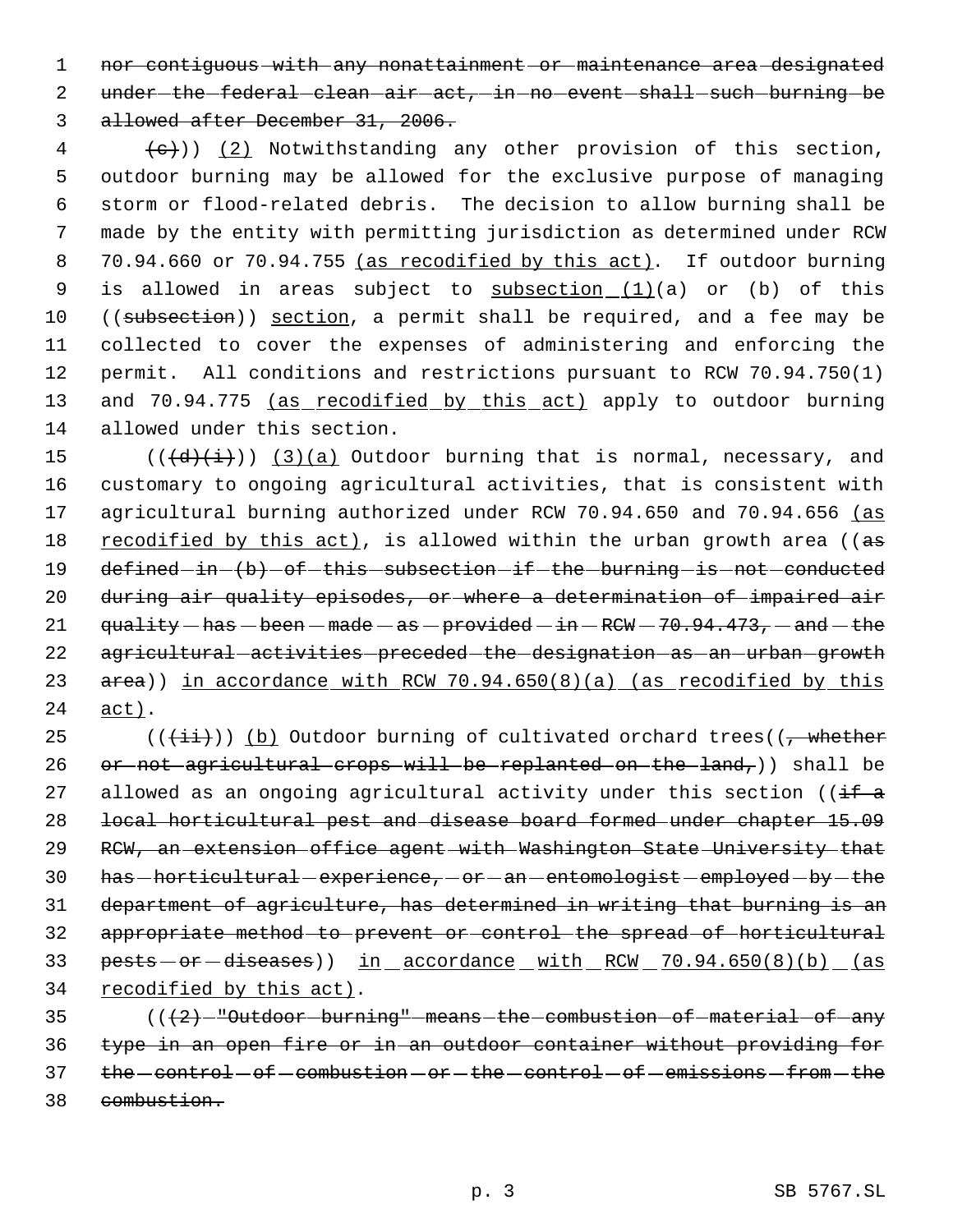nor contiguous with any nonattainment or maintenance area designated under the federal clean air act, in no event shall such burning be allowed after December 31, 2006.

~~(c)~~)) (2) Notwithstanding any other provision of this section, outdoor burning may be allowed for the exclusive purpose of managing storm or flood-related debris. The decision to allow burning shall be made by the entity with permitting jurisdiction as determined under RCW 70.94.660 or 70.94.755 (as recodified by this act). If outdoor burning is allowed in areas subject to subsection (1)(a) or (b) of this ((~~subsection~~)) section, a permit shall be required, and a fee may be collected to cover the expenses of administering and enforcing the permit. All conditions and restrictions pursuant to RCW 70.94.750(1) and 70.94.775 (as recodified by this act) apply to outdoor burning allowed under this section.

((~~(d)(i)~~)) (3)(a) Outdoor burning that is normal, necessary, and customary to ongoing agricultural activities, that is consistent with agricultural burning authorized under RCW 70.94.650 and 70.94.656 (as recodified by this act), is allowed within the urban growth area ((~~as defined in (b) of this subsection if the burning is not conducted during air quality episodes, or where a determination of impaired air quality has been made as provided in RCW 70.94.473, and the agricultural activities preceded the designation as an urban growth area~~)) in accordance with RCW 70.94.650(8)(a) (as recodified by this act).

((~~(ii)~~)) (b) Outdoor burning of cultivated orchard trees((~~, whether or not agricultural crops will be replanted on the land,~~)) shall be allowed as an ongoing agricultural activity under this section ((~~if a local horticultural pest and disease board formed under chapter 15.09 RCW, an extension office agent with Washington State University that has horticultural experience, or an entomologist employed by the department of agriculture, has determined in writing that burning is an appropriate method to prevent or control the spread of horticultural pests or diseases~~)) in accordance with RCW 70.94.650(8)(b) (as recodified by this act).

((~~(2) "Outdoor burning" means the combustion of material of any type in an open fire or in an outdoor container without providing for the control of combustion or the control of emissions from the combustion.~~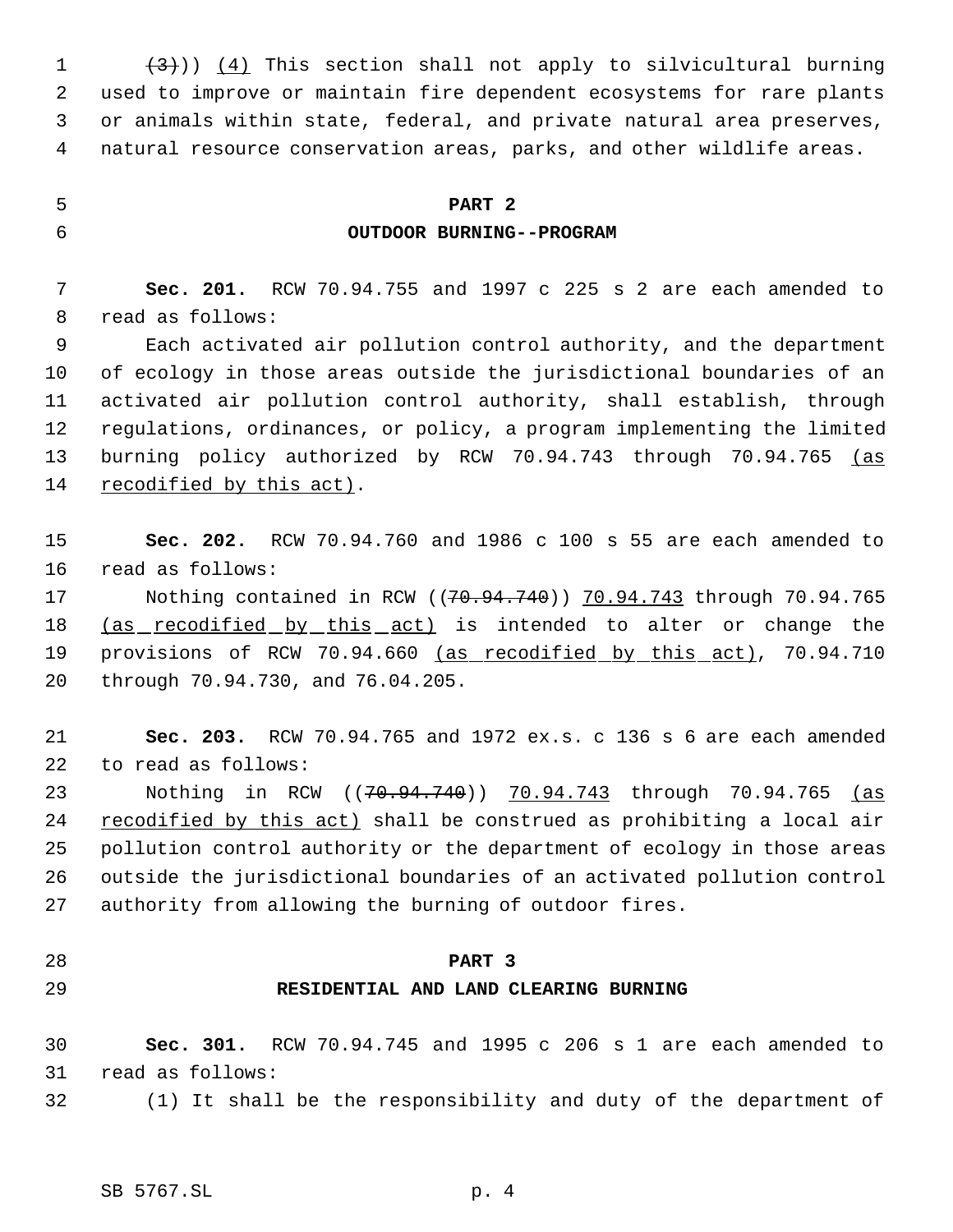((~~(3)~~)) <u>(4)</u> This section shall not apply to silvicultural burning used to improve or maintain fire dependent ecosystems for rare plants or animals within state, federal, and private natural area preserves, natural resource conservation areas, parks, and other wildlife areas.

## PART 2
## OUTDOOR BURNING--PROGRAM

**Sec. 201.** RCW 70.94.755 and 1997 c 225 s 2 are each amended to read as follows:

Each activated air pollution control authority, and the department of ecology in those areas outside the jurisdictional boundaries of an activated air pollution control authority, shall establish, through regulations, ordinances, or policy, a program implementing the limited burning policy authorized by RCW 70.94.743 through 70.94.765 <u>(as recodified by this act)</u>.

**Sec. 202.** RCW 70.94.760 and 1986 c 100 s 55 are each amended to read as follows:

Nothing contained in RCW ((~~70.94.740~~)) <u>70.94.743</u> through 70.94.765 <u>(as recodified by this act)</u> is intended to alter or change the provisions of RCW 70.94.660 <u>(as recodified by this act)</u>, 70.94.710 through 70.94.730, and 76.04.205.

**Sec. 203.** RCW 70.94.765 and 1972 ex.s. c 136 s 6 are each amended to read as follows:

Nothing in RCW ((~~70.94.740~~)) <u>70.94.743</u> through 70.94.765 <u>(as recodified by this act)</u> shall be construed as prohibiting a local air pollution control authority or the department of ecology in those areas outside the jurisdictional boundaries of an activated pollution control authority from allowing the burning of outdoor fires.

## PART 3
## RESIDENTIAL AND LAND CLEARING BURNING

**Sec. 301.** RCW 70.94.745 and 1995 c 206 s 1 are each amended to read as follows:

(1) It shall be the responsibility and duty of the department of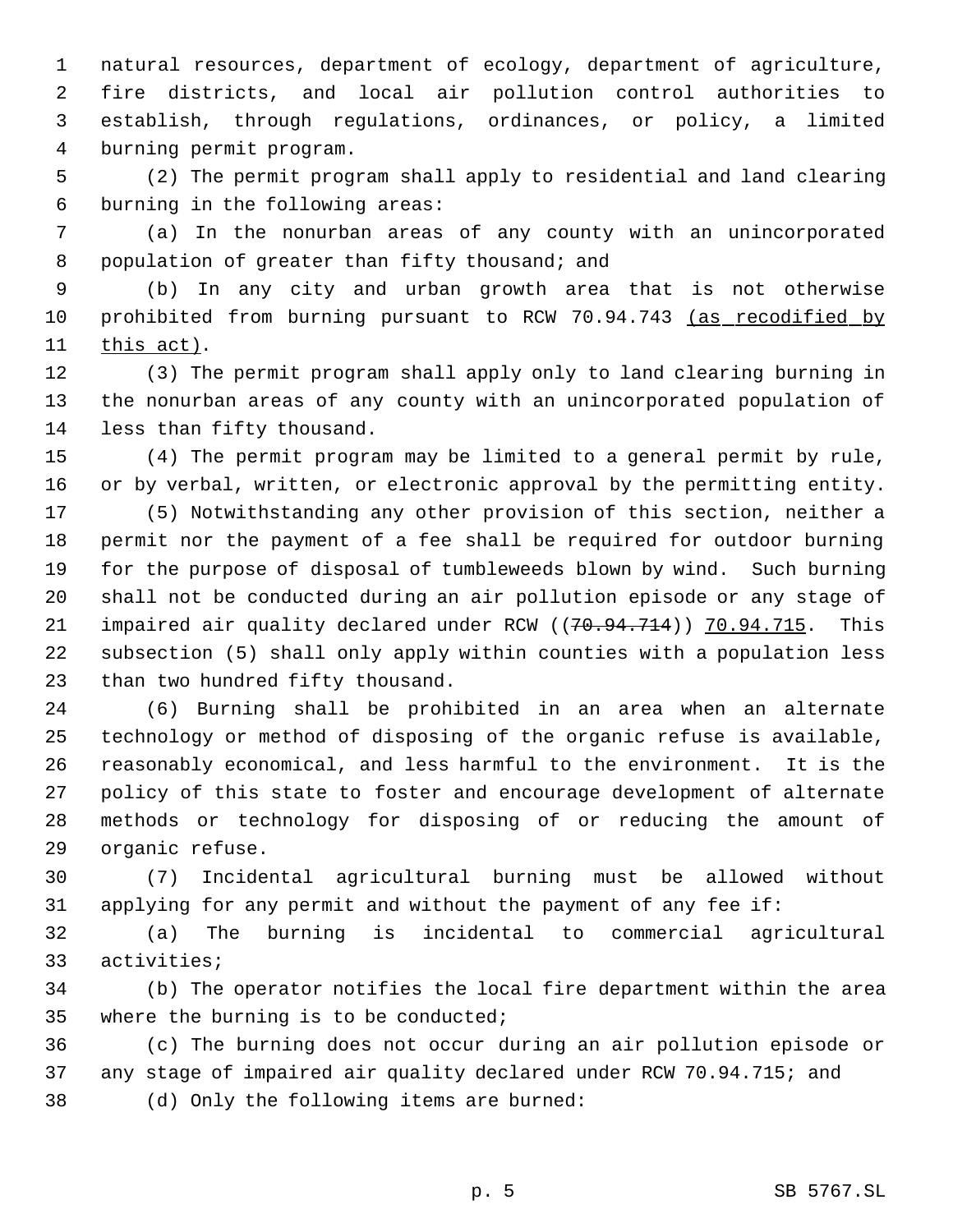natural resources, department of ecology, department of agriculture, fire districts, and local air pollution control authorities to establish, through regulations, ordinances, or policy, a limited burning permit program.

(2) The permit program shall apply to residential and land clearing burning in the following areas:

(a) In the nonurban areas of any county with an unincorporated population of greater than fifty thousand; and

(b) In any city and urban growth area that is not otherwise prohibited from burning pursuant to RCW 70.94.743 (as recodified by this act).

(3) The permit program shall apply only to land clearing burning in the nonurban areas of any county with an unincorporated population of less than fifty thousand.

(4) The permit program may be limited to a general permit by rule, or by verbal, written, or electronic approval by the permitting entity.

(5) Notwithstanding any other provision of this section, neither a permit nor the payment of a fee shall be required for outdoor burning for the purpose of disposal of tumbleweeds blown by wind. Such burning shall not be conducted during an air pollution episode or any stage of impaired air quality declared under RCW ((~~70.94.714~~)) 70.94.715. This subsection (5) shall only apply within counties with a population less than two hundred fifty thousand.

(6) Burning shall be prohibited in an area when an alternate technology or method of disposing of the organic refuse is available, reasonably economical, and less harmful to the environment. It is the policy of this state to foster and encourage development of alternate methods or technology for disposing of or reducing the amount of organic refuse.

(7) Incidental agricultural burning must be allowed without applying for any permit and without the payment of any fee if:

(a) The burning is incidental to commercial agricultural activities;

(b) The operator notifies the local fire department within the area where the burning is to be conducted;

(c) The burning does not occur during an air pollution episode or any stage of impaired air quality declared under RCW 70.94.715; and

(d) Only the following items are burned: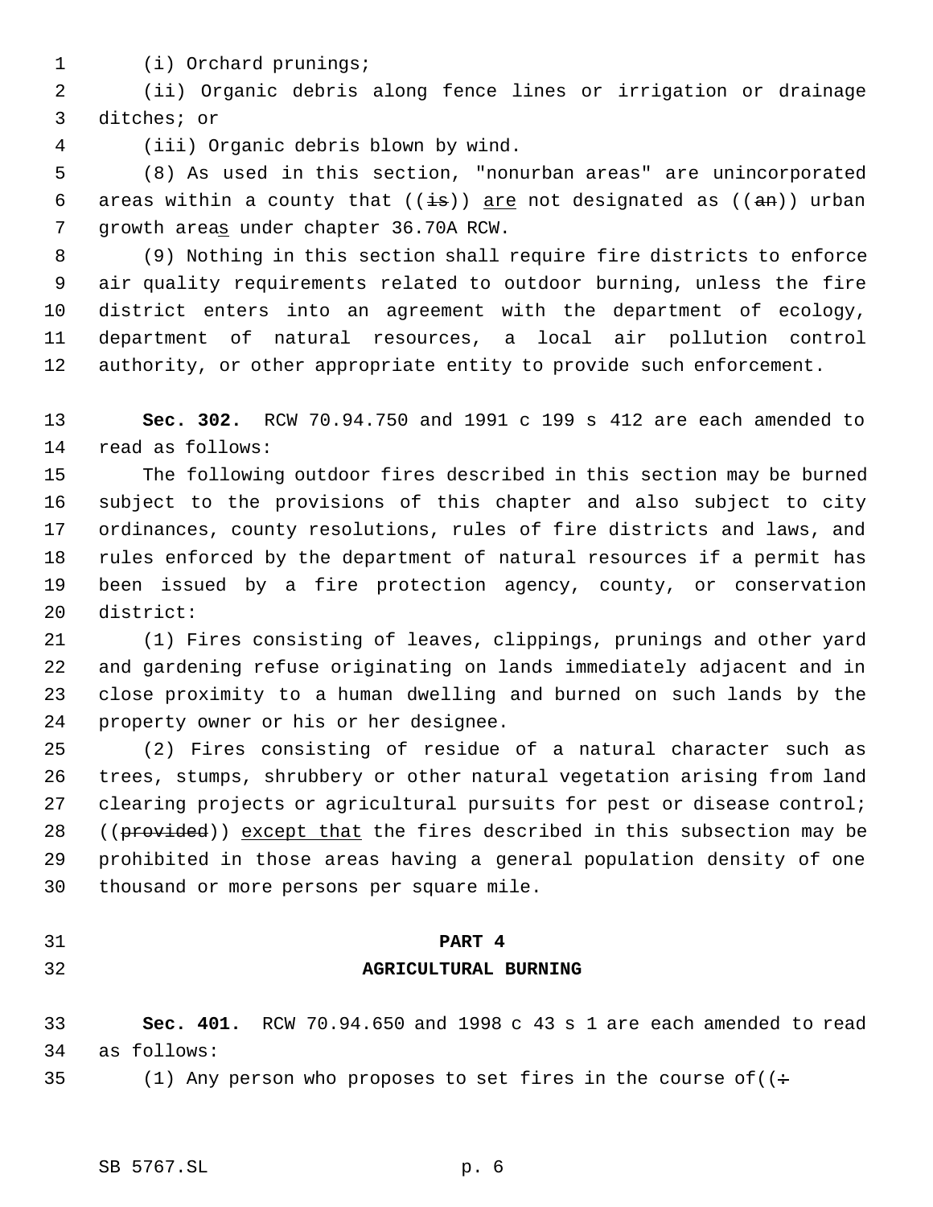(i) Orchard prunings;

(ii) Organic debris along fence lines or irrigation or drainage ditches; or

(iii) Organic debris blown by wind.

(8) As used in this section, "nonurban areas" are unincorporated areas within a county that ((~~is~~)) <u>are</u> not designated as ((~~an~~)) urban growth area<u>s</u> under chapter 36.70A RCW.

(9) Nothing in this section shall require fire districts to enforce air quality requirements related to outdoor burning, unless the fire district enters into an agreement with the department of ecology, department of natural resources, a local air pollution control authority, or other appropriate entity to provide such enforcement.

**Sec. 302.** RCW 70.94.750 and 1991 c 199 s 412 are each amended to read as follows:

The following outdoor fires described in this section may be burned subject to the provisions of this chapter and also subject to city ordinances, county resolutions, rules of fire districts and laws, and rules enforced by the department of natural resources if a permit has been issued by a fire protection agency, county, or conservation district:

(1) Fires consisting of leaves, clippings, prunings and other yard and gardening refuse originating on lands immediately adjacent and in close proximity to a human dwelling and burned on such lands by the property owner or his or her designee.

(2) Fires consisting of residue of a natural character such as trees, stumps, shrubbery or other natural vegetation arising from land clearing projects or agricultural pursuits for pest or disease control; ((~~provided~~)) <u>except that</u> the fires described in this subsection may be prohibited in those areas having a general population density of one thousand or more persons per square mile.

**PART 4**

**AGRICULTURAL BURNING**

**Sec. 401.** RCW 70.94.650 and 1998 c 43 s 1 are each amended to read as follows:

(1) Any person who proposes to set fires in the course of((~~:~~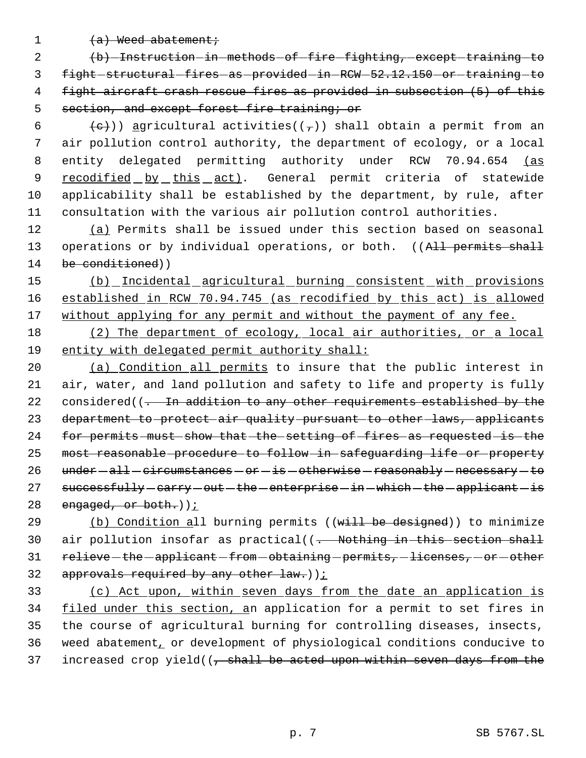~~(a) Weed abatement;~~

~~(b) Instruction in methods of fire fighting, except training to fight structural fires as provided in RCW 52.12.150 or training to fight aircraft crash rescue fires as provided in subsection (5) of this section, and except forest fire training; or~~

~~(c)~~)) agricultural activities((~~,~~)) shall obtain a permit from an air pollution control authority, the department of ecology, or a local entity delegated permitting authority under RCW 70.94.654 (as recodified by this act). General permit criteria of statewide applicability shall be established by the department, by rule, after consultation with the various air pollution control authorities.

(a) Permits shall be issued under this section based on seasonal operations or by individual operations, or both. ((~~All permits shall be conditioned~~))

(b) Incidental agricultural burning consistent with provisions established in RCW 70.94.745 (as recodified by this act) is allowed without applying for any permit and without the payment of any fee.

(2) The department of ecology, local air authorities, or a local entity with delegated permit authority shall:

(a) Condition all permits to insure that the public interest in air, water, and land pollution and safety to life and property is fully considered((~~. In addition to any other requirements established by the department to protect air quality pursuant to other laws, applicants for permits must show that the setting of fires as requested is the most reasonable procedure to follow in safeguarding life or property under all circumstances or is otherwise reasonably necessary to successfully carry out the enterprise in which the applicant is engaged, or both.~~));

(b) Condition all burning permits ((~~will be designed~~)) to minimize air pollution insofar as practical((~~. Nothing in this section shall relieve the applicant from obtaining permits, licenses, or other approvals required by any other law.~~));

(c) Act upon, within seven days from the date an application is filed under this section, an application for a permit to set fires in the course of agricultural burning for controlling diseases, insects, weed abatement, or development of physiological conditions conducive to increased crop yield((~~, shall be acted upon within seven days from the~~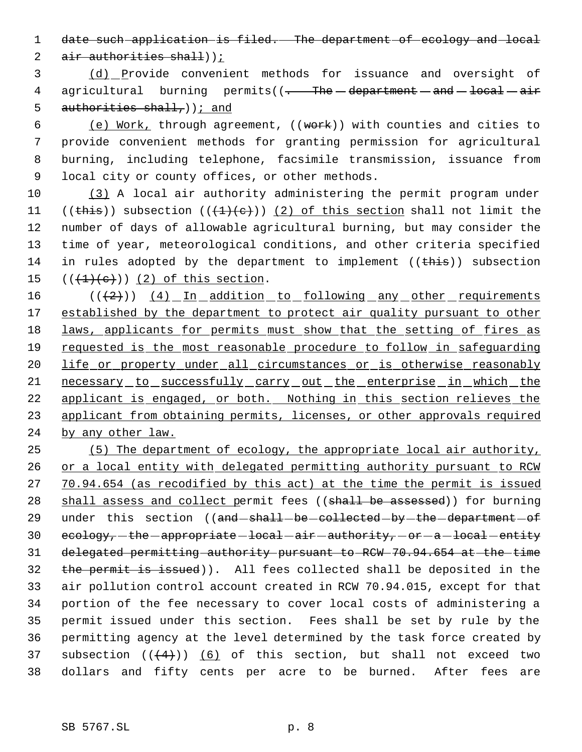date such application is filed. The department of ecology and local air authorities shall)); 

(d) Provide convenient methods for issuance and oversight of agricultural burning permits((. The department and local air authorities shall,)); and

(e) Work, through agreement, ((work)) with counties and cities to provide convenient methods for granting permission for agricultural burning, including telephone, facsimile transmission, issuance from local city or county offices, or other methods.

(3) A local air authority administering the permit program under ((this)) subsection (((1)(c))) (2) of this section shall not limit the number of days of allowable agricultural burning, but may consider the time of year, meteorological conditions, and other criteria specified in rules adopted by the department to implement ((this)) subsection (((1)(c))) (2) of this section.

(((2))) (4) In addition to following any other requirements established by the department to protect air quality pursuant to other laws, applicants for permits must show that the setting of fires as requested is the most reasonable procedure to follow in safeguarding life or property under all circumstances or is otherwise reasonably necessary to successfully carry out the enterprise in which the applicant is engaged, or both. Nothing in this section relieves the applicant from obtaining permits, licenses, or other approvals required by any other law.

(5) The department of ecology, the appropriate local air authority, or a local entity with delegated permitting authority pursuant to RCW 70.94.654 (as recodified by this act) at the time the permit is issued shall assess and collect permit fees ((shall be assessed)) for burning under this section ((and shall be collected by the department of ecology, the appropriate local air authority, or a local entity delegated permitting authority pursuant to RCW 70.94.654 at the time the permit is issued)). All fees collected shall be deposited in the air pollution control account created in RCW 70.94.015, except for that portion of the fee necessary to cover local costs of administering a permit issued under this section. Fees shall be set by rule by the permitting agency at the level determined by the task force created by subsection (((4))) (6) of this section, but shall not exceed two dollars and fifty cents per acre to be burned. After fees are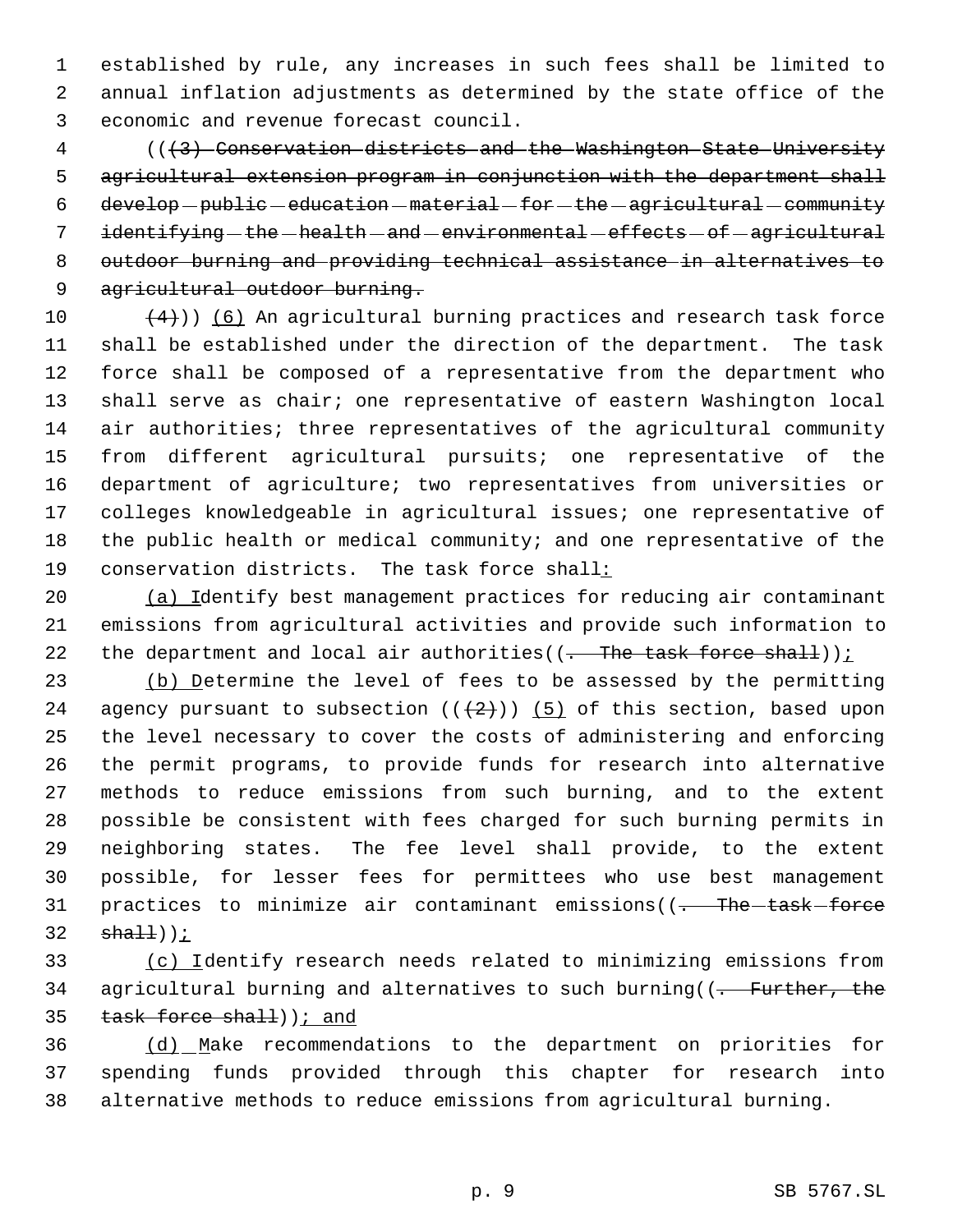established by rule, any increases in such fees shall be limited to annual inflation adjustments as determined by the state office of the economic and revenue forecast council.

((~~(3) Conservation districts and the Washington State University agricultural extension program in conjunction with the department shall develop public education material for the agricultural community identifying the health and environmental effects of agricultural outdoor burning and providing technical assistance in alternatives to agricultural outdoor burning.~~

~~(4)~~)) (6) An agricultural burning practices and research task force shall be established under the direction of the department. The task force shall be composed of a representative from the department who shall serve as chair; one representative of eastern Washington local air authorities; three representatives of the agricultural community from different agricultural pursuits; one representative of the department of agriculture; two representatives from universities or colleges knowledgeable in agricultural issues; one representative of the public health or medical community; and one representative of the conservation districts. The task force shall:

(a) Identify best management practices for reducing air contaminant emissions from agricultural activities and provide such information to the department and local air authorities((~~. The task force shall~~));

(b) Determine the level of fees to be assessed by the permitting agency pursuant to subsection ((~~(2)~~)) (5) of this section, based upon the level necessary to cover the costs of administering and enforcing the permit programs, to provide funds for research into alternative methods to reduce emissions from such burning, and to the extent possible be consistent with fees charged for such burning permits in neighboring states. The fee level shall provide, to the extent possible, for lesser fees for permittees who use best management practices to minimize air contaminant emissions((~~. The task force shall~~));

(c) Identify research needs related to minimizing emissions from agricultural burning and alternatives to such burning((~~. Further, the task force shall~~)); and

(d) Make recommendations to the department on priorities for spending funds provided through this chapter for research into alternative methods to reduce emissions from agricultural burning.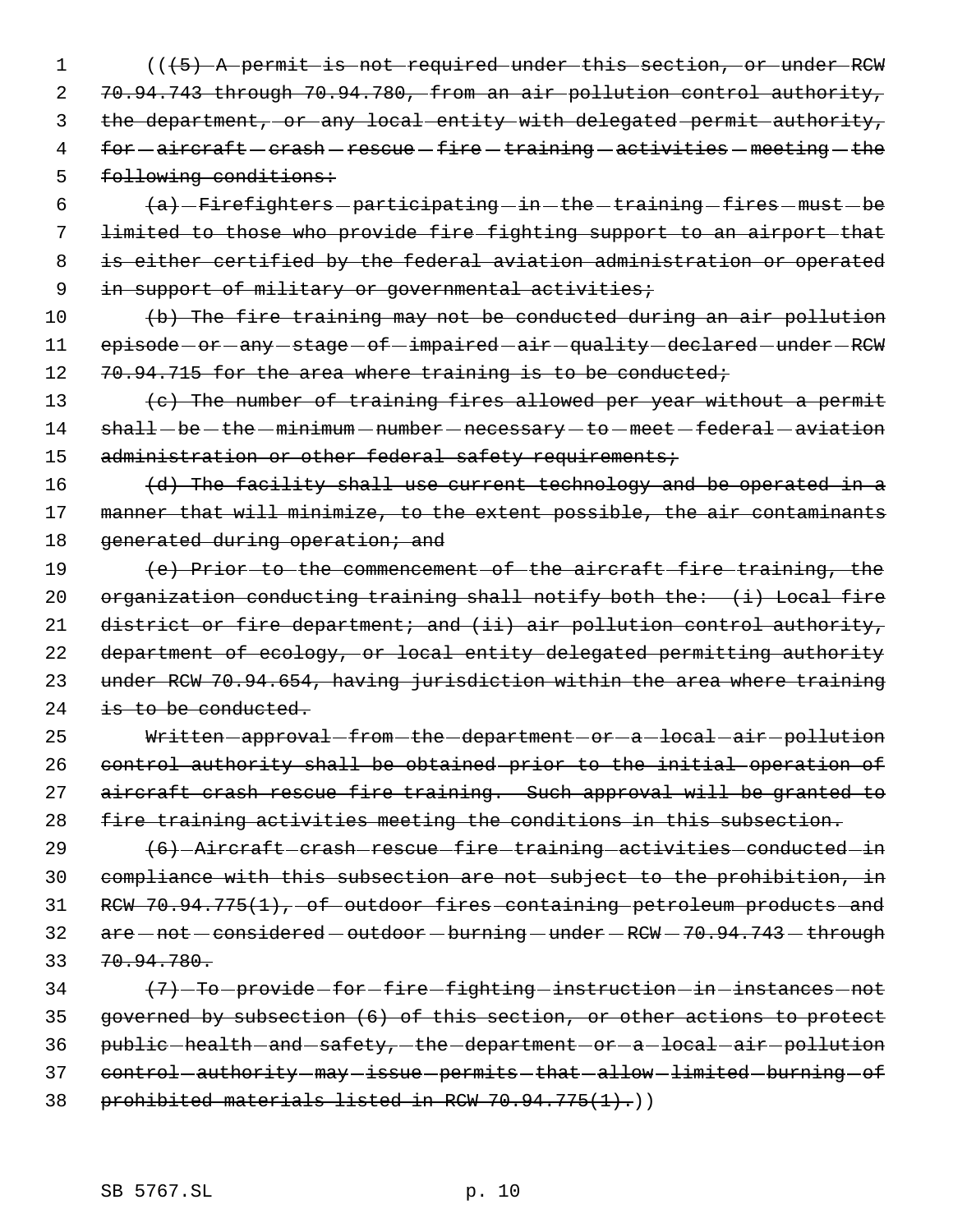(((5) A permit is not required under this section, or under RCW 70.94.743 through 70.94.780, from an air pollution control authority, the department, or any local entity with delegated permit authority, for aircraft crash rescue fire training activities meeting the following conditions:

(a) Firefighters participating in the training fires must be limited to those who provide fire fighting support to an airport that is either certified by the federal aviation administration or operated in support of military or governmental activities;

(b) The fire training may not be conducted during an air pollution episode or any stage of impaired air quality declared under RCW 70.94.715 for the area where training is to be conducted;

(c) The number of training fires allowed per year without a permit shall be the minimum number necessary to meet federal aviation administration or other federal safety requirements;

(d) The facility shall use current technology and be operated in a manner that will minimize, to the extent possible, the air contaminants generated during operation; and

(e) Prior to the commencement of the aircraft fire training, the organization conducting training shall notify both the: (i) Local fire district or fire department; and (ii) air pollution control authority, department of ecology, or local entity delegated permitting authority under RCW 70.94.654, having jurisdiction within the area where training is to be conducted.

Written approval from the department or a local air pollution control authority shall be obtained prior to the initial operation of aircraft crash rescue fire training. Such approval will be granted to fire training activities meeting the conditions in this subsection.

(6) Aircraft crash rescue fire training activities conducted in compliance with this subsection are not subject to the prohibition, in RCW 70.94.775(1), of outdoor fires containing petroleum products and are not considered outdoor burning under RCW 70.94.743 through 70.94.780.

(7) To provide for fire fighting instruction in instances not governed by subsection (6) of this section, or other actions to protect public health and safety, the department or a local air pollution control authority may issue permits that allow limited burning of prohibited materials listed in RCW 70.94.775(1).))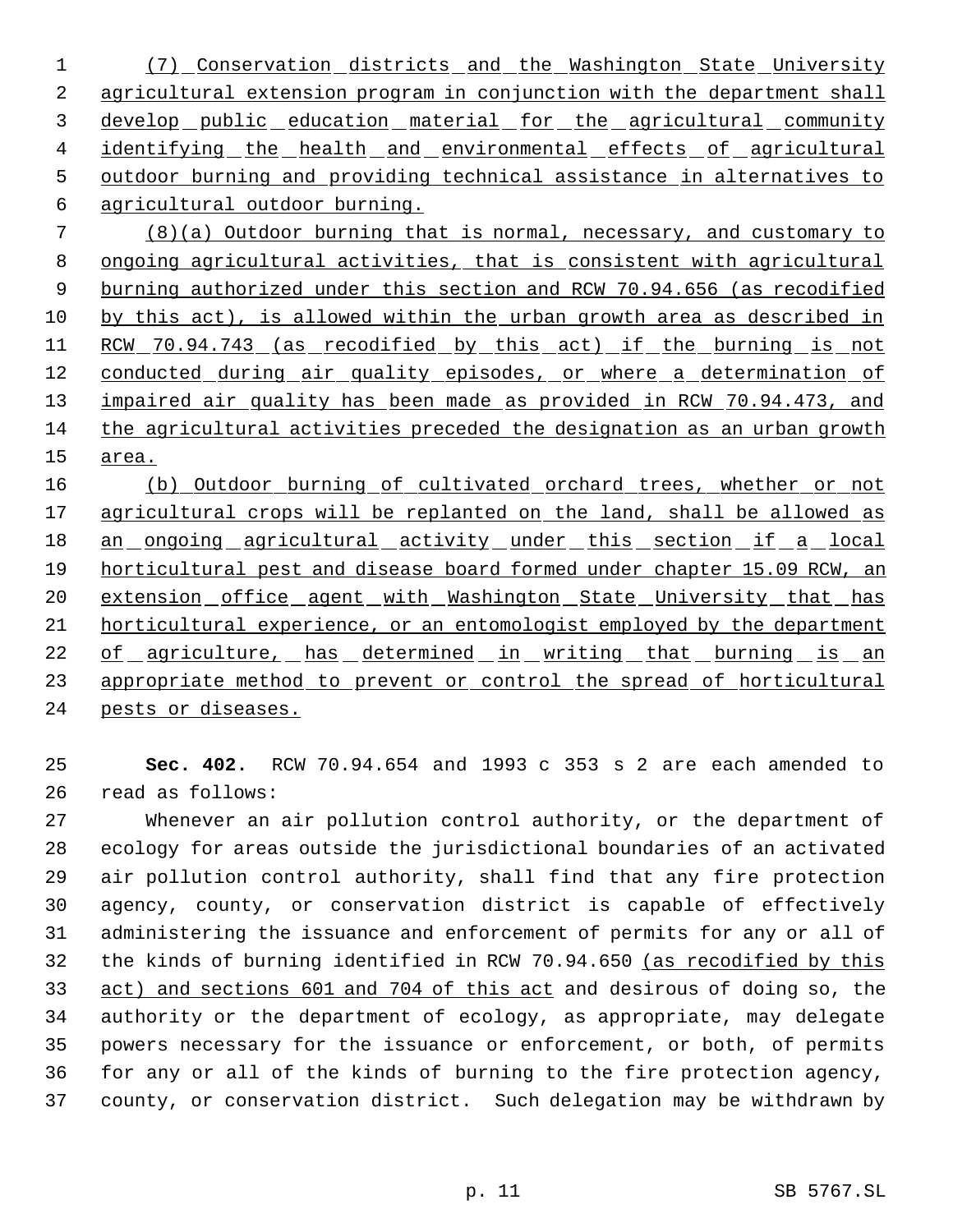(7) Conservation districts and the Washington State University agricultural extension program in conjunction with the department shall develop public education material for the agricultural community identifying the health and environmental effects of agricultural outdoor burning and providing technical assistance in alternatives to agricultural outdoor burning.

(8)(a) Outdoor burning that is normal, necessary, and customary to ongoing agricultural activities, that is consistent with agricultural burning authorized under this section and RCW 70.94.656 (as recodified by this act), is allowed within the urban growth area as described in RCW 70.94.743 (as recodified by this act) if the burning is not conducted during air quality episodes, or where a determination of impaired air quality has been made as provided in RCW 70.94.473, and the agricultural activities preceded the designation as an urban growth area.

(b) Outdoor burning of cultivated orchard trees, whether or not agricultural crops will be replanted on the land, shall be allowed as an ongoing agricultural activity under this section if a local horticultural pest and disease board formed under chapter 15.09 RCW, an extension office agent with Washington State University that has horticultural experience, or an entomologist employed by the department of agriculture, has determined in writing that burning is an appropriate method to prevent or control the spread of horticultural pests or diseases.

**Sec. 402.** RCW 70.94.654 and 1993 c 353 s 2 are each amended to read as follows:

Whenever an air pollution control authority, or the department of ecology for areas outside the jurisdictional boundaries of an activated air pollution control authority, shall find that any fire protection agency, county, or conservation district is capable of effectively administering the issuance and enforcement of permits for any or all of the kinds of burning identified in RCW 70.94.650 (as recodified by this act) and sections 601 and 704 of this act and desirous of doing so, the authority or the department of ecology, as appropriate, may delegate powers necessary for the issuance or enforcement, or both, of permits for any or all of the kinds of burning to the fire protection agency, county, or conservation district. Such delegation may be withdrawn by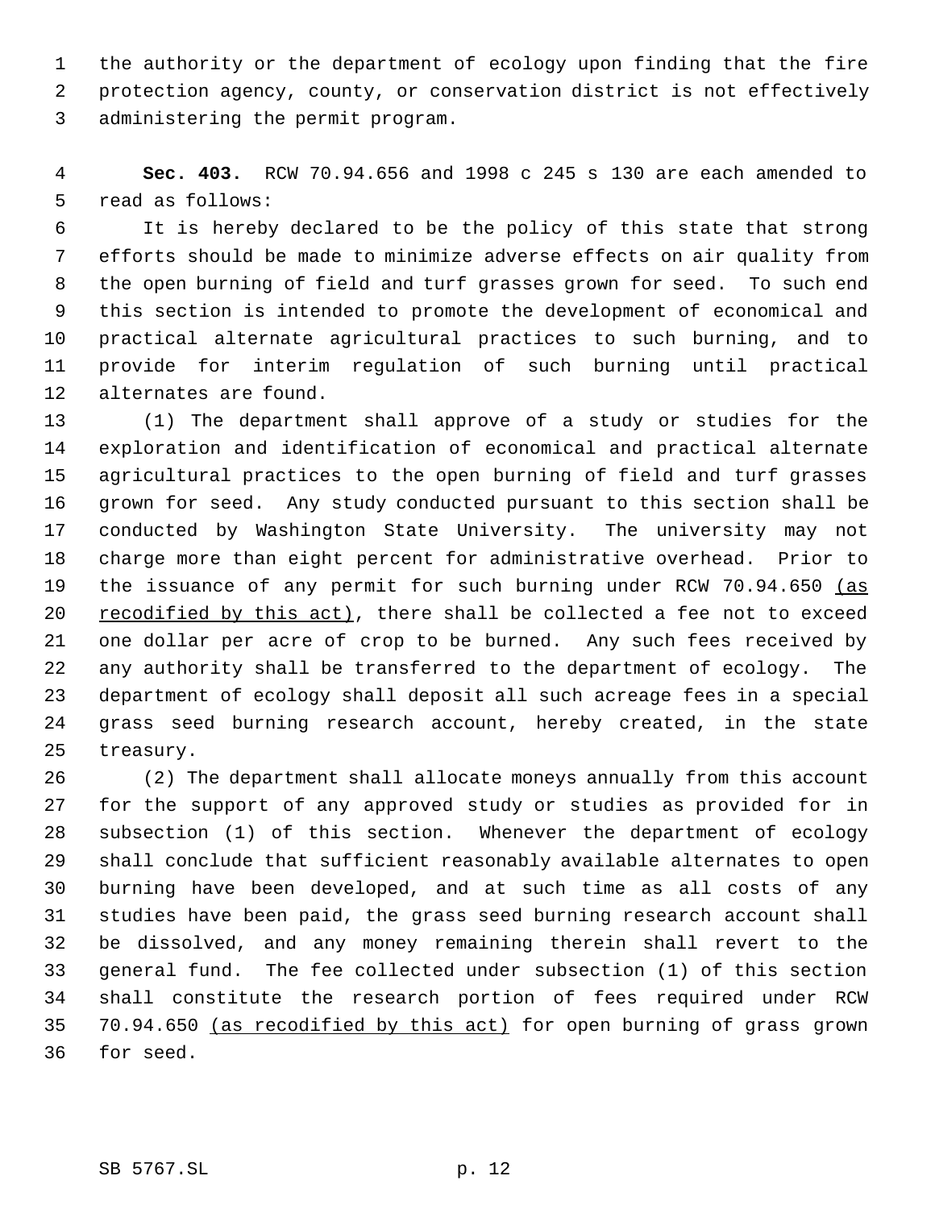the authority or the department of ecology upon finding that the fire protection agency, county, or conservation district is not effectively administering the permit program.

**Sec. 403.** RCW 70.94.656 and 1998 c 245 s 130 are each amended to read as follows:

It is hereby declared to be the policy of this state that strong efforts should be made to minimize adverse effects on air quality from the open burning of field and turf grasses grown for seed. To such end this section is intended to promote the development of economical and practical alternate agricultural practices to such burning, and to provide for interim regulation of such burning until practical alternates are found.

(1) The department shall approve of a study or studies for the exploration and identification of economical and practical alternate agricultural practices to the open burning of field and turf grasses grown for seed. Any study conducted pursuant to this section shall be conducted by Washington State University. The university may not charge more than eight percent for administrative overhead. Prior to the issuance of any permit for such burning under RCW 70.94.650 <u>(as recodified by this act)</u>, there shall be collected a fee not to exceed one dollar per acre of crop to be burned. Any such fees received by any authority shall be transferred to the department of ecology. The department of ecology shall deposit all such acreage fees in a special grass seed burning research account, hereby created, in the state treasury.

(2) The department shall allocate moneys annually from this account for the support of any approved study or studies as provided for in subsection (1) of this section. Whenever the department of ecology shall conclude that sufficient reasonably available alternates to open burning have been developed, and at such time as all costs of any studies have been paid, the grass seed burning research account shall be dissolved, and any money remaining therein shall revert to the general fund. The fee collected under subsection (1) of this section shall constitute the research portion of fees required under RCW 70.94.650 <u>(as recodified by this act)</u> for open burning of grass grown for seed.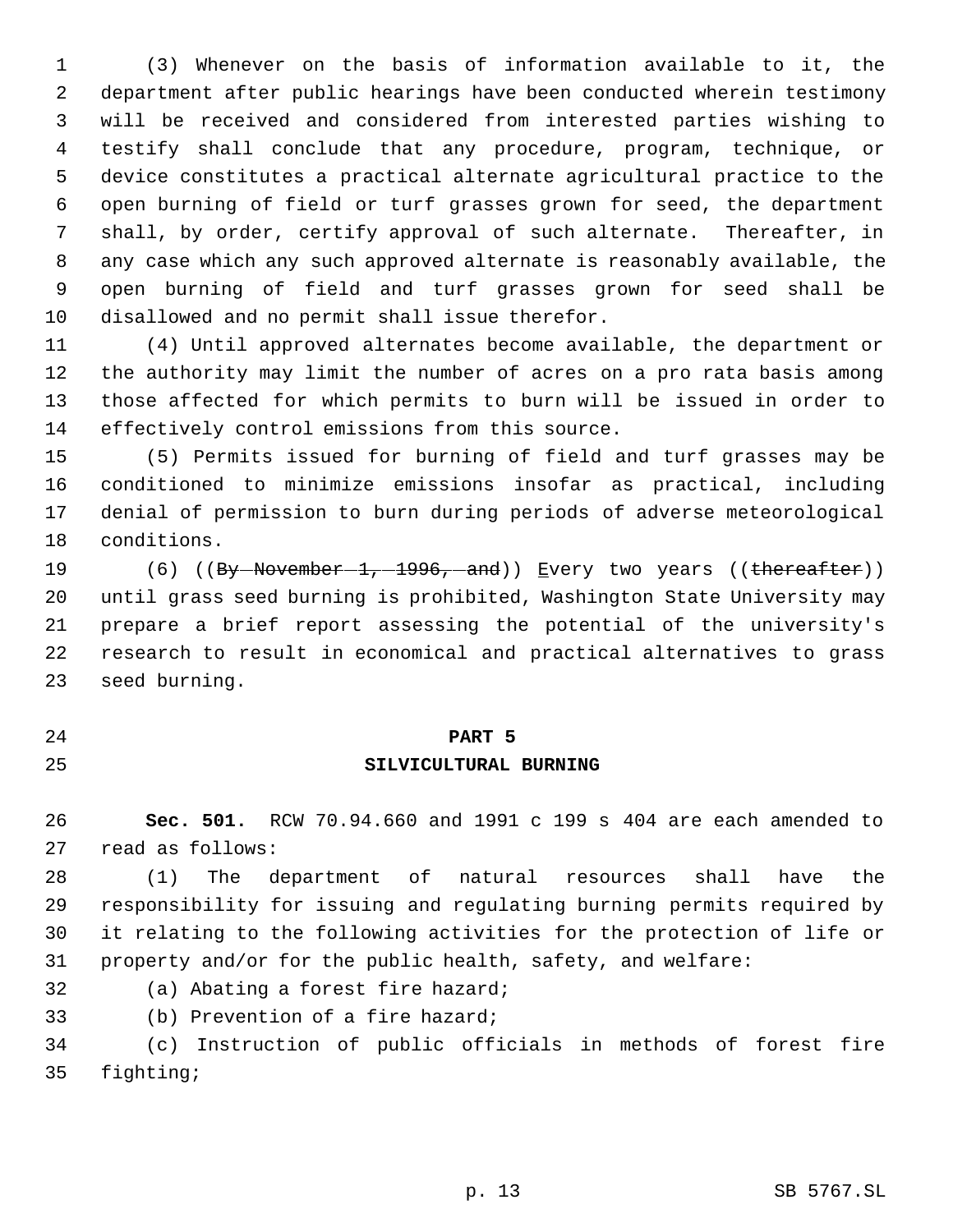(3) Whenever on the basis of information available to it, the department after public hearings have been conducted wherein testimony will be received and considered from interested parties wishing to testify shall conclude that any procedure, program, technique, or device constitutes a practical alternate agricultural practice to the open burning of field or turf grasses grown for seed, the department shall, by order, certify approval of such alternate. Thereafter, in any case which any such approved alternate is reasonably available, the open burning of field and turf grasses grown for seed shall be disallowed and no permit shall issue therefor.

(4) Until approved alternates become available, the department or the authority may limit the number of acres on a pro rata basis among those affected for which permits to burn will be issued in order to effectively control emissions from this source.

(5) Permits issued for burning of field and turf grasses may be conditioned to minimize emissions insofar as practical, including denial of permission to burn during periods of adverse meteorological conditions.

(6) ((~~By November 1, 1996, and~~)) <u>E</u>very two years ((~~thereafter~~)) until grass seed burning is prohibited, Washington State University may prepare a brief report assessing the potential of the university's research to result in economical and practical alternatives to grass seed burning.

## PART 5
## SILVICULTURAL BURNING

**Sec. 501.** RCW 70.94.660 and 1991 c 199 s 404 are each amended to read as follows:

(1) The department of natural resources shall have the responsibility for issuing and regulating burning permits required by it relating to the following activities for the protection of life or property and/or for the public health, safety, and welfare:

(a) Abating a forest fire hazard;

(b) Prevention of a fire hazard;

(c) Instruction of public officials in methods of forest fire fighting;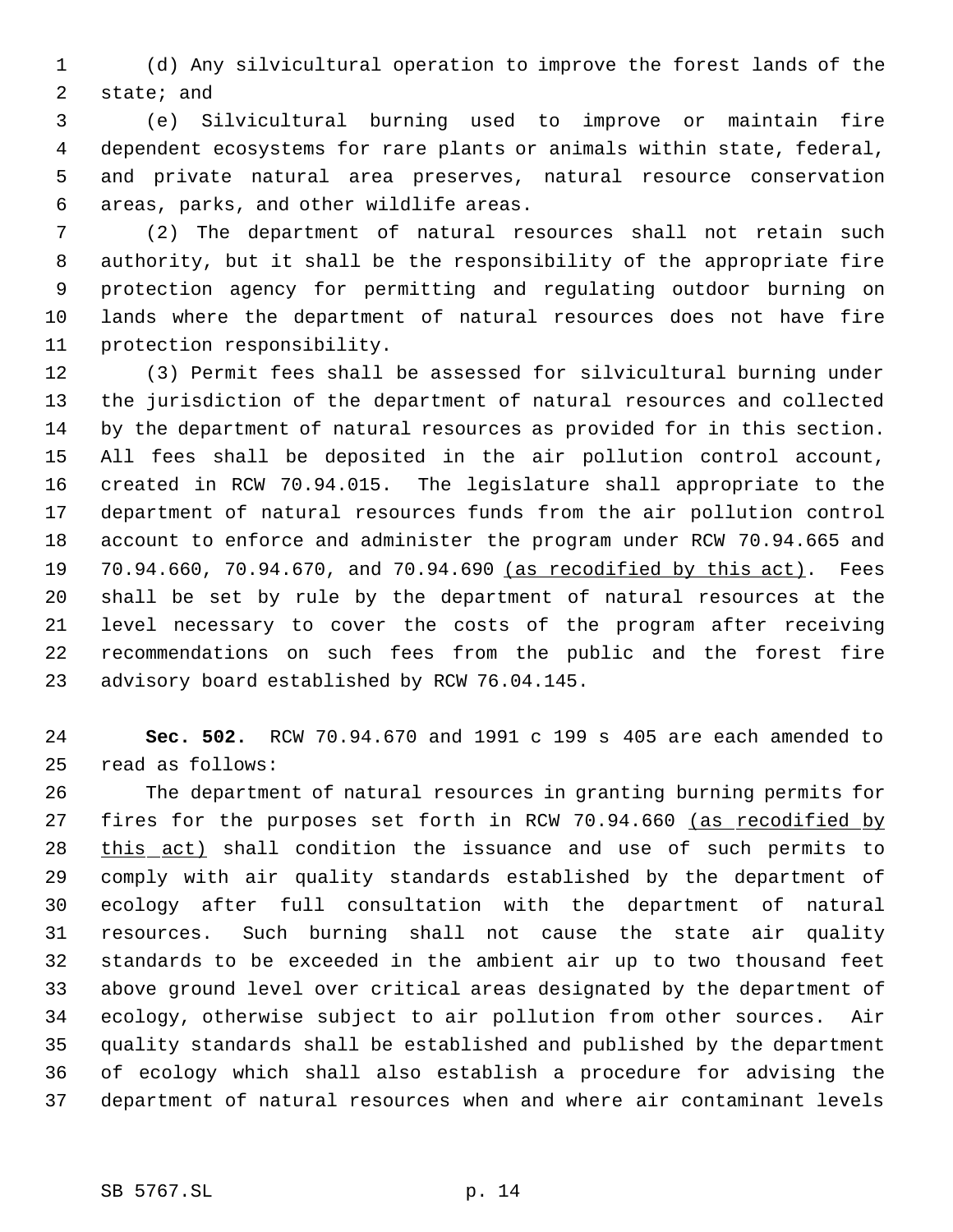(d) Any silvicultural operation to improve the forest lands of the state; and

(e) Silvicultural burning used to improve or maintain fire dependent ecosystems for rare plants or animals within state, federal, and private natural area preserves, natural resource conservation areas, parks, and other wildlife areas.

(2) The department of natural resources shall not retain such authority, but it shall be the responsibility of the appropriate fire protection agency for permitting and regulating outdoor burning on lands where the department of natural resources does not have fire protection responsibility.

(3) Permit fees shall be assessed for silvicultural burning under the jurisdiction of the department of natural resources and collected by the department of natural resources as provided for in this section. All fees shall be deposited in the air pollution control account, created in RCW 70.94.015. The legislature shall appropriate to the department of natural resources funds from the air pollution control account to enforce and administer the program under RCW 70.94.665 and 70.94.660, 70.94.670, and 70.94.690 <u>(as recodified by this act)</u>. Fees shall be set by rule by the department of natural resources at the level necessary to cover the costs of the program after receiving recommendations on such fees from the public and the forest fire advisory board established by RCW 76.04.145.

**Sec. 502.** RCW 70.94.670 and 1991 c 199 s 405 are each amended to read as follows:

The department of natural resources in granting burning permits for fires for the purposes set forth in RCW 70.94.660 <u>(as recodified by this act)</u> shall condition the issuance and use of such permits to comply with air quality standards established by the department of ecology after full consultation with the department of natural resources. Such burning shall not cause the state air quality standards to be exceeded in the ambient air up to two thousand feet above ground level over critical areas designated by the department of ecology, otherwise subject to air pollution from other sources. Air quality standards shall be established and published by the department of ecology which shall also establish a procedure for advising the department of natural resources when and where air contaminant levels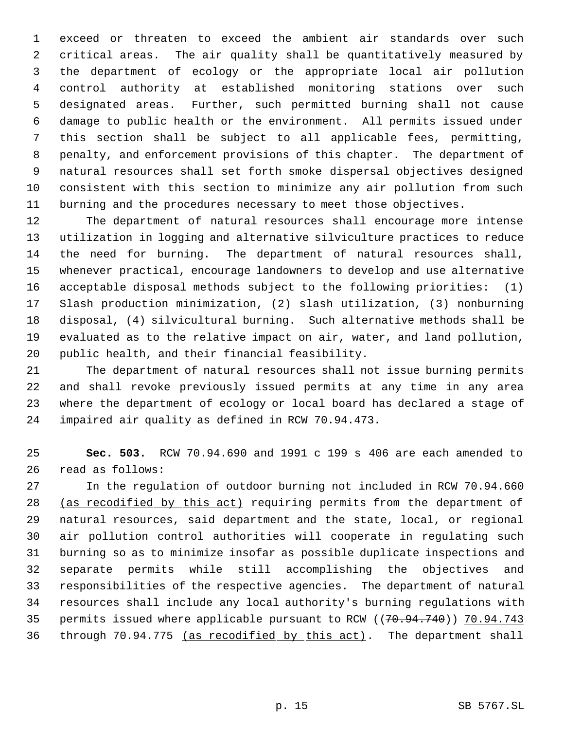exceed or threaten to exceed the ambient air standards over such critical areas. The air quality shall be quantitatively measured by the department of ecology or the appropriate local air pollution control authority at established monitoring stations over such designated areas. Further, such permitted burning shall not cause damage to public health or the environment. All permits issued under this section shall be subject to all applicable fees, permitting, penalty, and enforcement provisions of this chapter. The department of natural resources shall set forth smoke dispersal objectives designed consistent with this section to minimize any air pollution from such burning and the procedures necessary to meet those objectives.

The department of natural resources shall encourage more intense utilization in logging and alternative silviculture practices to reduce the need for burning. The department of natural resources shall, whenever practical, encourage landowners to develop and use alternative acceptable disposal methods subject to the following priorities: (1) Slash production minimization, (2) slash utilization, (3) nonburning disposal, (4) silvicultural burning. Such alternative methods shall be evaluated as to the relative impact on air, water, and land pollution, public health, and their financial feasibility.

The department of natural resources shall not issue burning permits and shall revoke previously issued permits at any time in any area where the department of ecology or local board has declared a stage of impaired air quality as defined in RCW 70.94.473.

**Sec. 503.** RCW 70.94.690 and 1991 c 199 s 406 are each amended to read as follows:

In the regulation of outdoor burning not included in RCW 70.94.660 (as recodified by this act) requiring permits from the department of natural resources, said department and the state, local, or regional air pollution control authorities will cooperate in regulating such burning so as to minimize insofar as possible duplicate inspections and separate permits while still accomplishing the objectives and responsibilities of the respective agencies. The department of natural resources shall include any local authority's burning regulations with permits issued where applicable pursuant to RCW ((70.94.740)) 70.94.743 through 70.94.775 (as recodified by this act). The department shall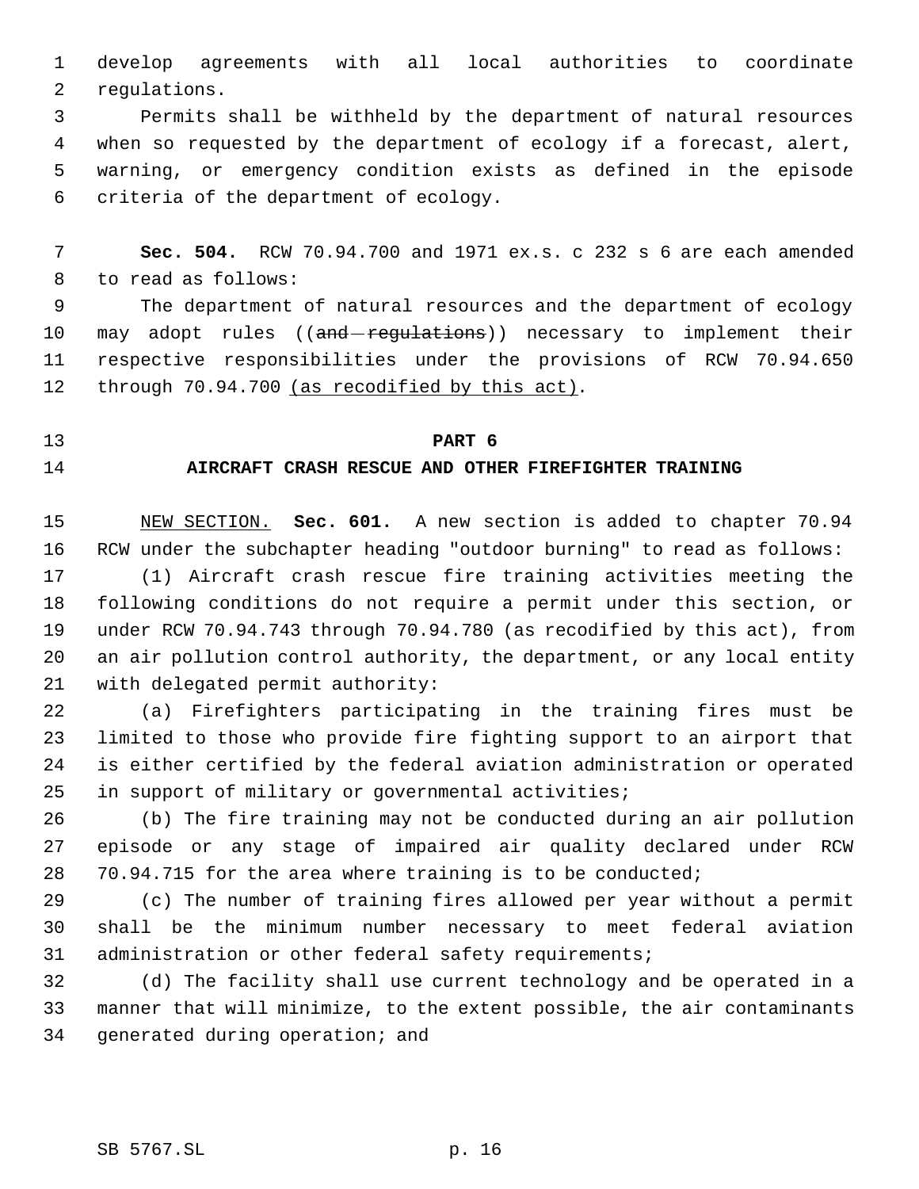develop agreements with all local authorities to coordinate regulations.

Permits shall be withheld by the department of natural resources when so requested by the department of ecology if a forecast, alert, warning, or emergency condition exists as defined in the episode criteria of the department of ecology.

**Sec. 504.** RCW 70.94.700 and 1971 ex.s. c 232 s 6 are each amended to read as follows:

The department of natural resources and the department of ecology may adopt rules ((~~and regulations~~)) necessary to implement their respective responsibilities under the provisions of RCW 70.94.650 through 70.94.700 <u>(as recodified by this act)</u>.

## PART 6

## AIRCRAFT CRASH RESCUE AND OTHER FIREFIGHTER TRAINING

<u>NEW SECTION.</u> **Sec. 601.** A new section is added to chapter 70.94 RCW under the subchapter heading "outdoor burning" to read as follows:

(1) Aircraft crash rescue fire training activities meeting the following conditions do not require a permit under this section, or under RCW 70.94.743 through 70.94.780 (as recodified by this act), from an air pollution control authority, the department, or any local entity with delegated permit authority:

(a) Firefighters participating in the training fires must be limited to those who provide fire fighting support to an airport that is either certified by the federal aviation administration or operated in support of military or governmental activities;

(b) The fire training may not be conducted during an air pollution episode or any stage of impaired air quality declared under RCW 70.94.715 for the area where training is to be conducted;

(c) The number of training fires allowed per year without a permit shall be the minimum number necessary to meet federal aviation administration or other federal safety requirements;

(d) The facility shall use current technology and be operated in a manner that will minimize, to the extent possible, the air contaminants generated during operation; and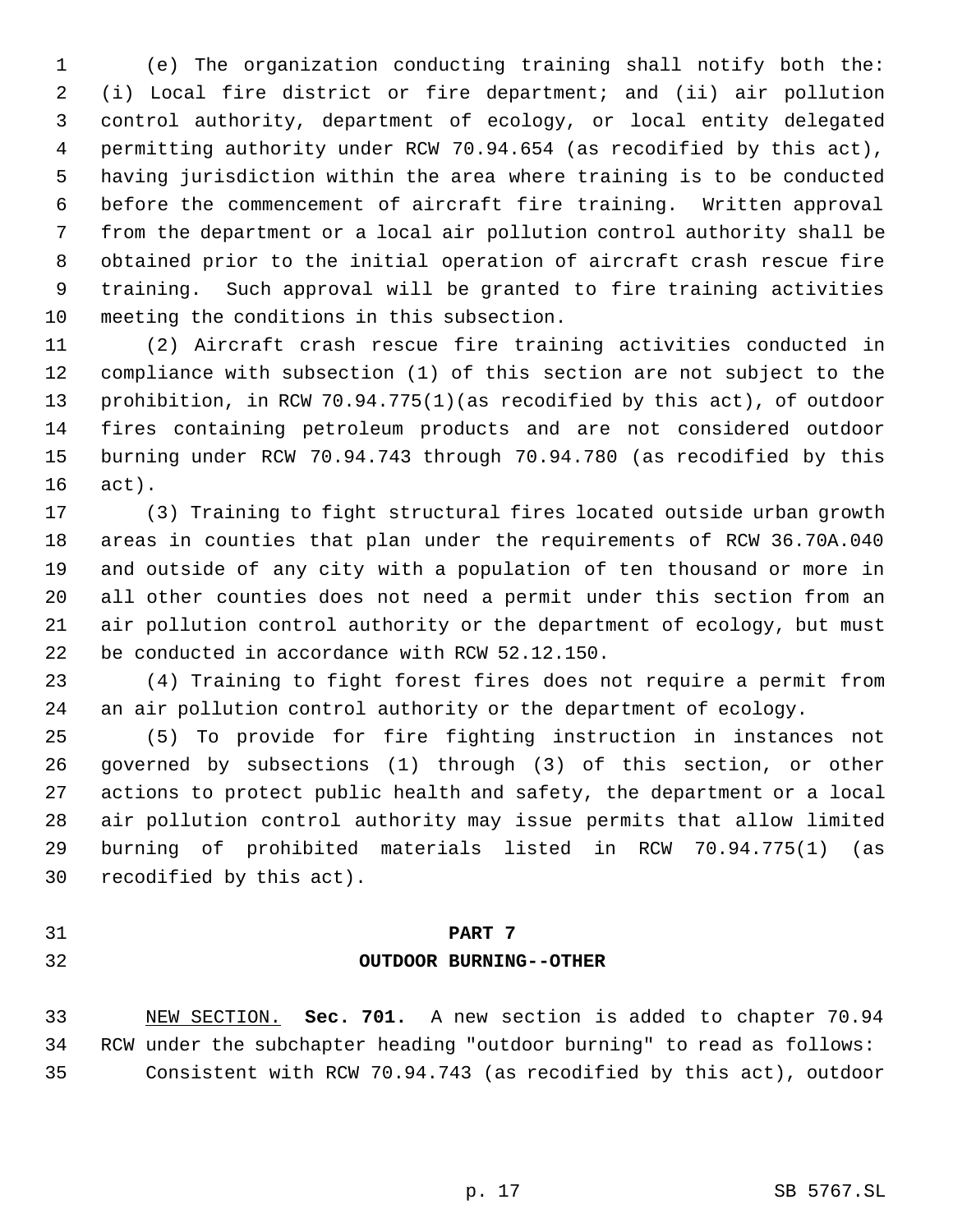(e) The organization conducting training shall notify both the: (i) Local fire district or fire department; and (ii) air pollution control authority, department of ecology, or local entity delegated permitting authority under RCW 70.94.654 (as recodified by this act), having jurisdiction within the area where training is to be conducted before the commencement of aircraft fire training. Written approval from the department or a local air pollution control authority shall be obtained prior to the initial operation of aircraft crash rescue fire training. Such approval will be granted to fire training activities meeting the conditions in this subsection.

(2) Aircraft crash rescue fire training activities conducted in compliance with subsection (1) of this section are not subject to the prohibition, in RCW 70.94.775(1)(as recodified by this act), of outdoor fires containing petroleum products and are not considered outdoor burning under RCW 70.94.743 through 70.94.780 (as recodified by this act).

(3) Training to fight structural fires located outside urban growth areas in counties that plan under the requirements of RCW 36.70A.040 and outside of any city with a population of ten thousand or more in all other counties does not need a permit under this section from an air pollution control authority or the department of ecology, but must be conducted in accordance with RCW 52.12.150.

(4) Training to fight forest fires does not require a permit from an air pollution control authority or the department of ecology.

(5) To provide for fire fighting instruction in instances not governed by subsections (1) through (3) of this section, or other actions to protect public health and safety, the department or a local air pollution control authority may issue permits that allow limited burning of prohibited materials listed in RCW 70.94.775(1) (as recodified by this act).

## PART 7
## OUTDOOR BURNING--OTHER

NEW SECTION. **Sec. 701.** A new section is added to chapter 70.94 RCW under the subchapter heading "outdoor burning" to read as follows:

Consistent with RCW 70.94.743 (as recodified by this act), outdoor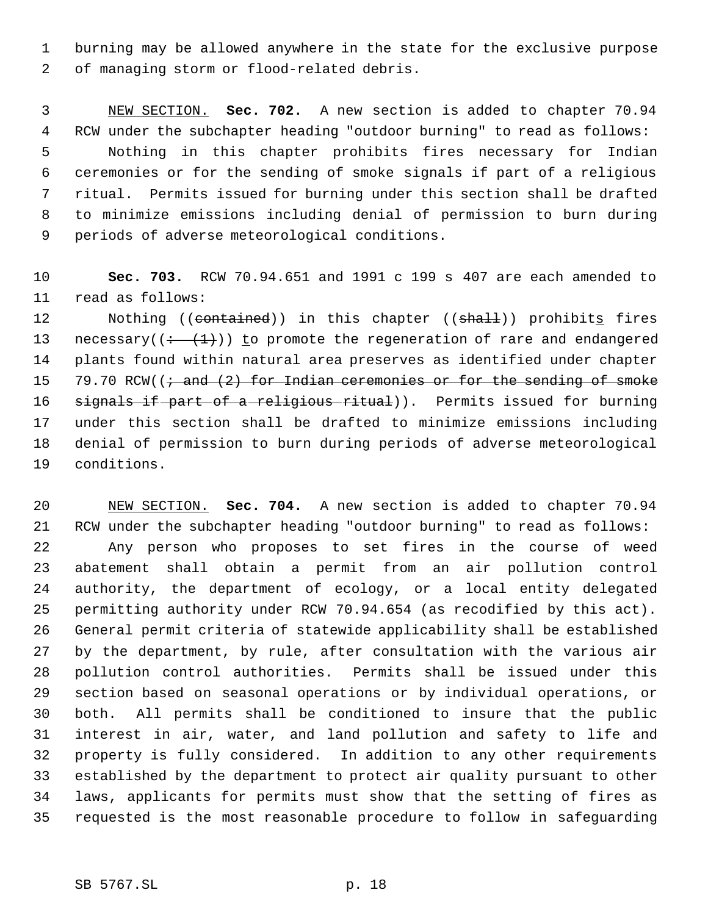burning may be allowed anywhere in the state for the exclusive purpose of managing storm or flood-related debris.

NEW SECTION. **Sec. 702.** A new section is added to chapter 70.94 RCW under the subchapter heading "outdoor burning" to read as follows:

Nothing in this chapter prohibits fires necessary for Indian ceremonies or for the sending of smoke signals if part of a religious ritual. Permits issued for burning under this section shall be drafted to minimize emissions including denial of permission to burn during periods of adverse meteorological conditions.

**Sec. 703.** RCW 70.94.651 and 1991 c 199 s 407 are each amended to read as follows:

Nothing ((~~contained~~)) in this chapter ((~~shall~~)) prohibits fires necessary((~~: (1)~~)) to promote the regeneration of rare and endangered plants found within natural area preserves as identified under chapter 79.70 RCW((~~; and (2) for Indian ceremonies or for the sending of smoke signals if part of a religious ritual~~)). Permits issued for burning under this section shall be drafted to minimize emissions including denial of permission to burn during periods of adverse meteorological conditions.

NEW SECTION. **Sec. 704.** A new section is added to chapter 70.94 RCW under the subchapter heading "outdoor burning" to read as follows:

Any person who proposes to set fires in the course of weed abatement shall obtain a permit from an air pollution control authority, the department of ecology, or a local entity delegated permitting authority under RCW 70.94.654 (as recodified by this act). General permit criteria of statewide applicability shall be established by the department, by rule, after consultation with the various air pollution control authorities. Permits shall be issued under this section based on seasonal operations or by individual operations, or both. All permits shall be conditioned to insure that the public interest in air, water, and land pollution and safety to life and property is fully considered. In addition to any other requirements established by the department to protect air quality pursuant to other laws, applicants for permits must show that the setting of fires as requested is the most reasonable procedure to follow in safeguarding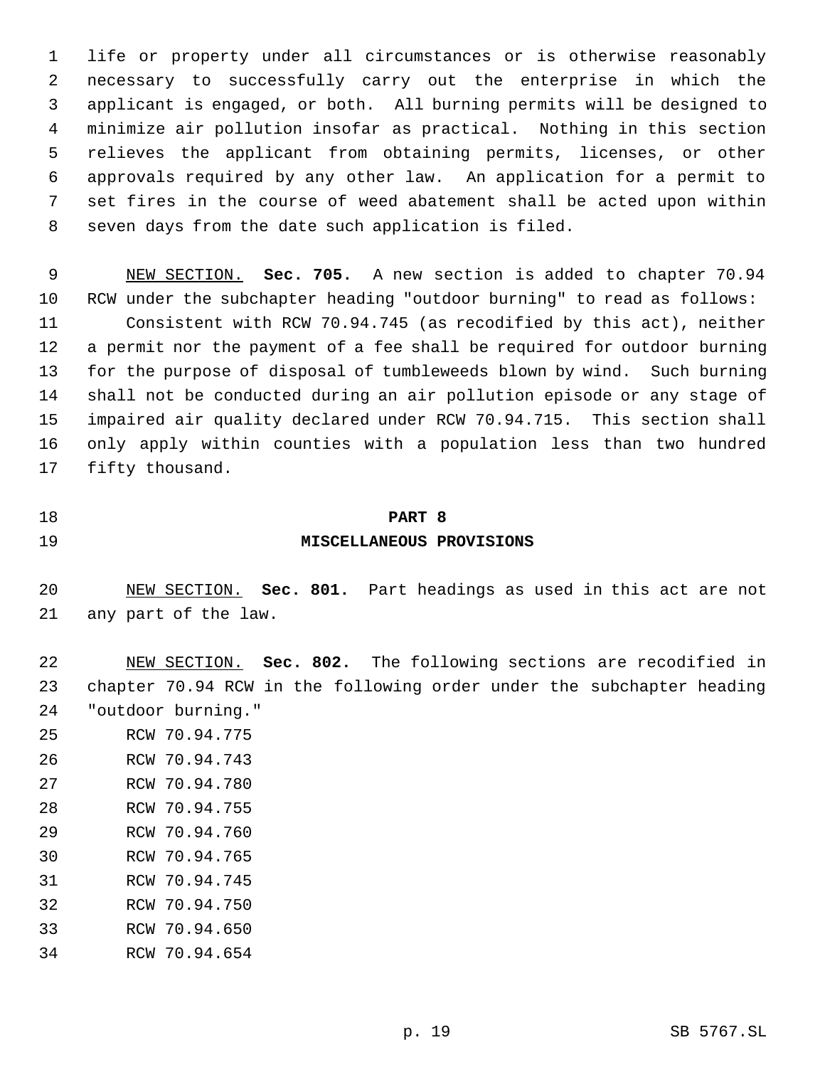life or property under all circumstances or is otherwise reasonably necessary to successfully carry out the enterprise in which the applicant is engaged, or both. All burning permits will be designed to minimize air pollution insofar as practical. Nothing in this section relieves the applicant from obtaining permits, licenses, or other approvals required by any other law. An application for a permit to set fires in the course of weed abatement shall be acted upon within seven days from the date such application is filed.

NEW SECTION. **Sec. 705.** A new section is added to chapter 70.94 RCW under the subchapter heading "outdoor burning" to read as follows:

Consistent with RCW 70.94.745 (as recodified by this act), neither a permit nor the payment of a fee shall be required for outdoor burning for the purpose of disposal of tumbleweeds blown by wind. Such burning shall not be conducted during an air pollution episode or any stage of impaired air quality declared under RCW 70.94.715. This section shall only apply within counties with a population less than two hundred fifty thousand.

## PART 8
## MISCELLANEOUS PROVISIONS

NEW SECTION. **Sec. 801.** Part headings as used in this act are not any part of the law.

NEW SECTION. **Sec. 802.** The following sections are recodified in chapter 70.94 RCW in the following order under the subchapter heading "outdoor burning."

RCW 70.94.775
RCW 70.94.743
RCW 70.94.780
RCW 70.94.755
RCW 70.94.760
RCW 70.94.765
RCW 70.94.745
RCW 70.94.750
RCW 70.94.650
RCW 70.94.654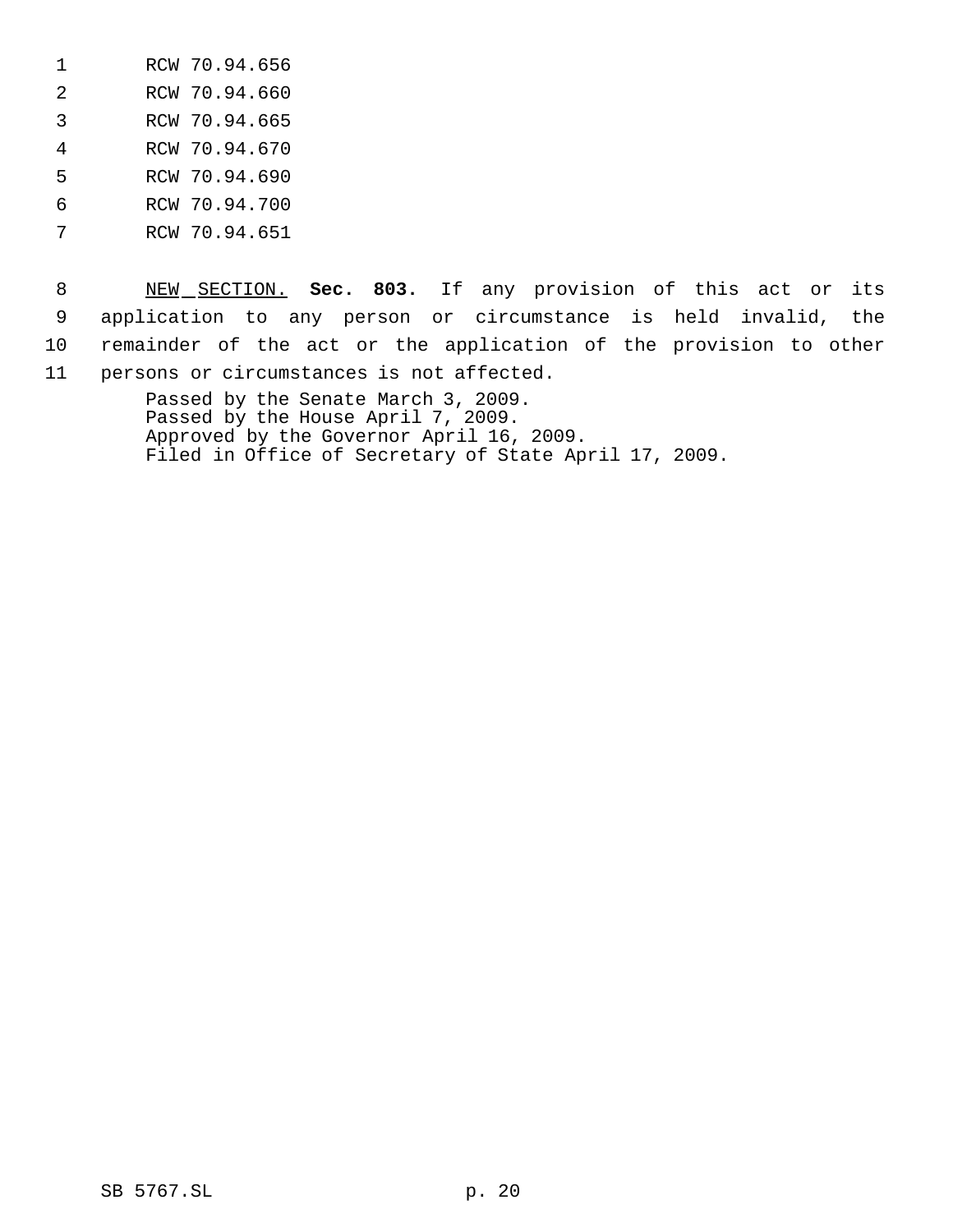RCW 70.94.656
RCW 70.94.660
RCW 70.94.665
RCW 70.94.670
RCW 70.94.690
RCW 70.94.700
RCW 70.94.651

NEW SECTION. **Sec. 803.** If any provision of this act or its application to any person or circumstance is held invalid, the remainder of the act or the application of the provision to other persons or circumstances is not affected.

Passed by the Senate March 3, 2009.
Passed by the House April 7, 2009.
Approved by the Governor April 16, 2009.
Filed in Office of Secretary of State April 17, 2009.